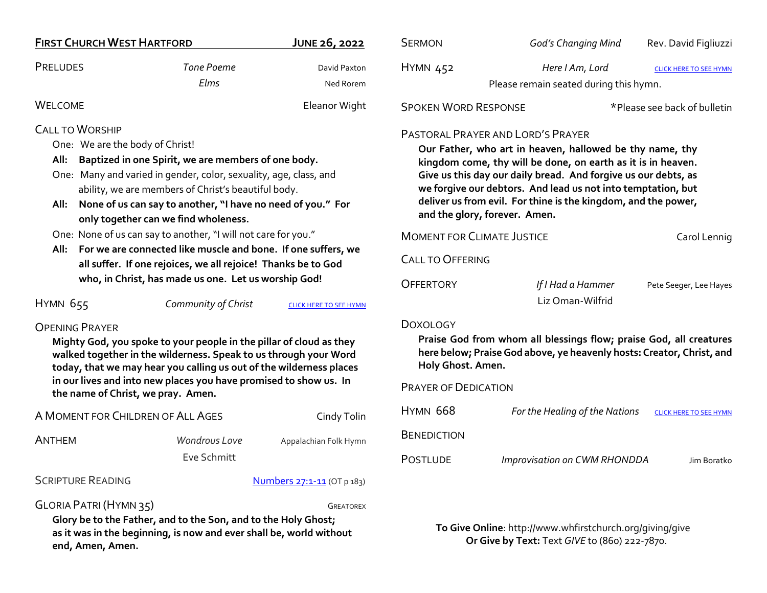**FIRST CHURCH WEST HARTFORD** **JUNE 26, 2022**

PRELUDES *Tone Poeme* David Paxton
*Elms* Ned Rorem

WELCOME Eleanor Wight

CALL TO WORSHIP

One: We are the body of Christ!

**All: Baptized in one Spirit, we are members of one body.**

One: Many and varied in gender, color, sexuality, age, class, and ability, we are members of Christ's beautiful body.

**All: None of us can say to another, "I have no need of you." For only together can we find wholeness.**

One: None of us can say to another, "I will not care for you."

**All: For we are connected like muscle and bone. If one suffers, we all suffer. If one rejoices, we all rejoice! Thanks be to God who, in Christ, has made us one. Let us worship God!**

HYMN 655 *Community of Christ* CLICK HERE TO SEE HYMN

OPENING PRAYER

**Mighty God, you spoke to your people in the pillar of cloud as they walked together in the wilderness. Speak to us through your Word today, that we may hear you calling us out of the wilderness places in our lives and into new places you have promised to show us. In the name of Christ, we pray. Amen.**

A MOMENT FOR CHILDREN OF ALL AGES Cindy Tolin

ANTHEM *Wondrous Love* Appalachian Folk Hymn
Eve Schmitt

SCRIPTURE READING Numbers 27:1-11 (OT p 183)

GLORIA PATRI (HYMN 35) GREATOREX

**Glory be to the Father, and to the Son, and to the Holy Ghost; as it was in the beginning, is now and ever shall be, world without end, Amen, Amen.**

SERMON *God's Changing Mind* Rev. David Figliuzzi

HYMN 452 *Here I Am, Lord* CLICK HERE TO SEE HYMN

Please remain seated during this hymn.

SPOKEN WORD RESPONSE *Please see back of bulletin

PASTORAL PRAYER AND LORD'S PRAYER

**Our Father, who art in heaven, hallowed be thy name, thy kingdom come, thy will be done, on earth as it is in heaven. Give us this day our daily bread. And forgive us our debts, as we forgive our debtors. And lead us not into temptation, but deliver us from evil. For thine is the kingdom, and the power, and the glory, forever. Amen.**

MOMENT FOR CLIMATE JUSTICE Carol Lennig

CALL TO OFFERING

OFFERTORY *If I Had a Hammer* Pete Seeger, Lee Hayes
Liz Oman-Wilfrid

DOXOLOGY

**Praise God from whom all blessings flow; praise God, all creatures here below; Praise God above, ye heavenly hosts: Creator, Christ, and Holy Ghost. Amen.**

PRAYER OF DEDICATION

HYMN 668 *For the Healing of the Nations* CLICK HERE TO SEE HYMN

BENEDICTION

POSTLUDE *Improvisation on CWM RHONDDA* Jim Boratko

**To Give Online**: http://www.whfirstchurch.org/giving/give
**Or Give by Text:** Text *GIVE* to (860) 222-7870.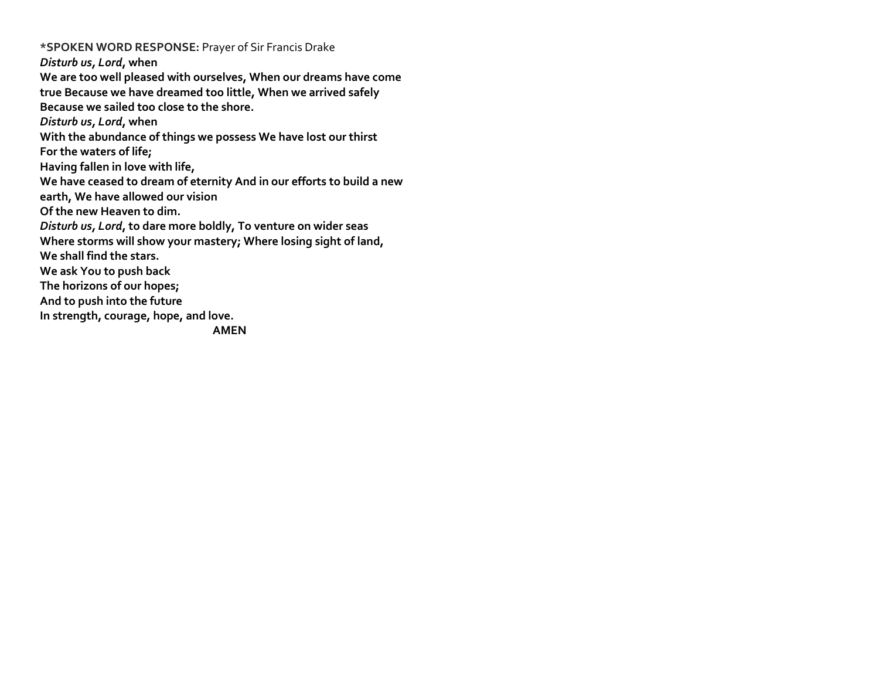**\*SPOKEN WORD RESPONSE:** Prayer of Sir Francis Drake

***Disturb us, Lord*, when**
**We are too well pleased with ourselves, When our dreams have come true Because we have dreamed too little, When we arrived safely Because we sailed too close to the shore.**
***Disturb us, Lord*, when**
**With the abundance of things we possess We have lost our thirst**
**For the waters of life;**
**Having fallen in love with life,**
**We have ceased to dream of eternity And in our efforts to build a new earth, We have allowed our vision**
**Of the new Heaven to dim.**
***Disturb us, Lord*, to dare more boldly, To venture on wider seas**
**Where storms will show your mastery; Where losing sight of land,**
**We shall find the stars.**
**We ask You to push back**
**The horizons of our hopes;**
**And to push into the future**
**In strength, courage, hope, and love.**

**AMEN**